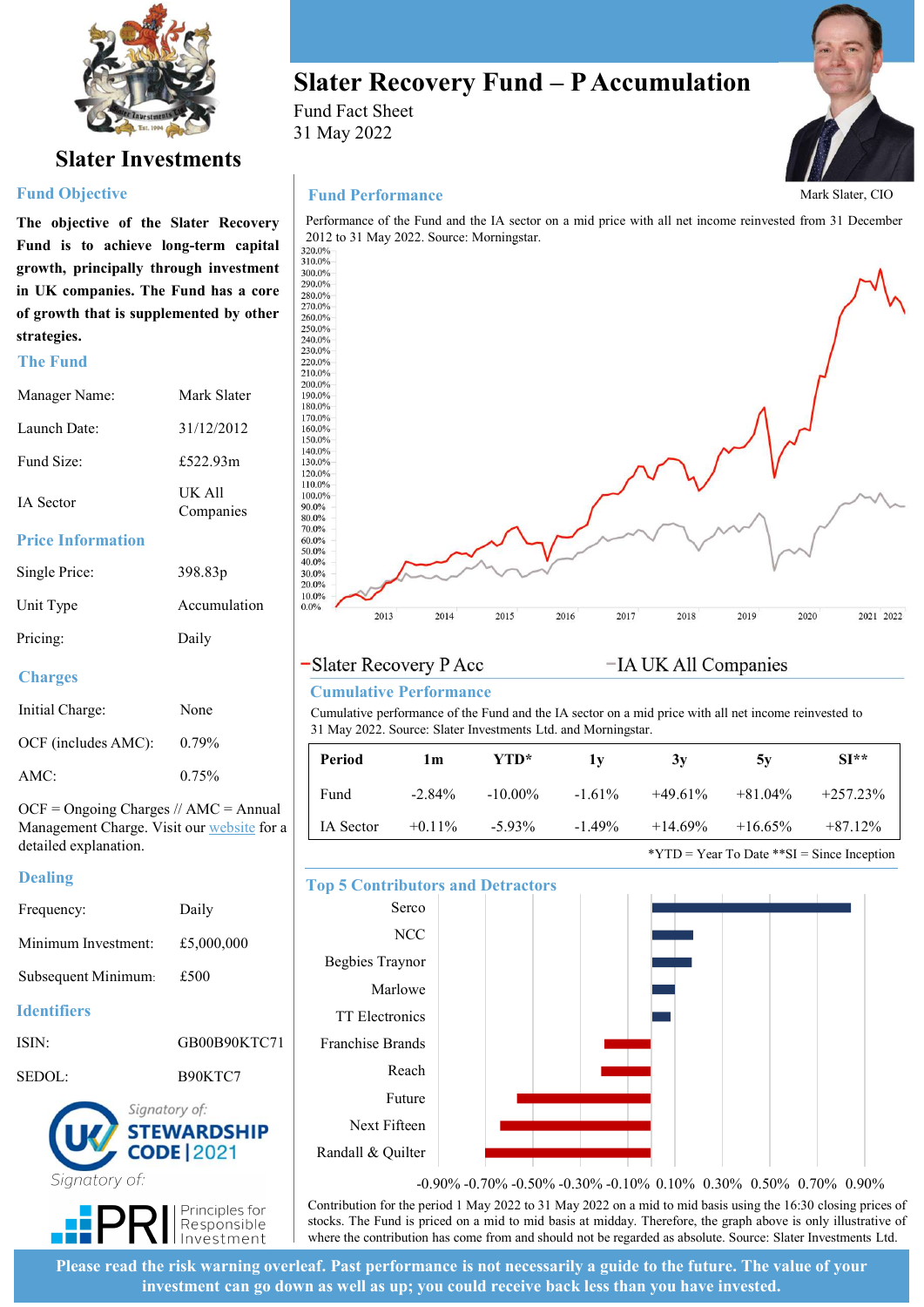# Slater Investments

# Slater Recovery Fund – P Accumulation

Fund Fact Sheet
31 May 2022

Mark Slater, CIO

## Fund Objective

**The objective of the Slater Recovery Fund is to achieve long-term capital growth, principally through investment in UK companies. The Fund has a core of growth that is supplemented by other strategies.**

## The Fund

| | |
|---|---|
| Manager Name: | Mark Slater |
| Launch Date: | 31/12/2012 |
| Fund Size: | £522.93m |
| IA Sector | UK All Companies |

## Price Information

| | |
|---|---|
| Single Price: | 398.83p |
| Unit Type | Accumulation |
| Pricing: | Daily |

## Charges

| | |
|---|---|
| Initial Charge: | None |
| OCF (includes AMC): | 0.79% |
| AMC: | 0.75% |

OCF = Ongoing Charges // AMC = Annual Management Charge. Visit our website for a detailed explanation.

## Dealing

| | |
|---|---|
| Frequency: | Daily |
| Minimum Investment: | £5,000,000 |
| Subsequent Minimum: | £500 |

## Identifiers

| | |
|---|---|
| ISIN: | GB00B90KTC71 |
| SEDOL: | B90KTC7 |

Signatory of: UK STEWARDSHIP CODE | 2021

Signatory of: PRI Principles for Responsible Investment

## Fund Performance

Performance of the Fund and the IA sector on a mid price with all net income reinvested from 31 December 2012 to 31 May 2022. Source: Morningstar.

–Slater Recovery P Acc –IA UK All Companies

## Cumulative Performance

Cumulative performance of the Fund and the IA sector on a mid price with all net income reinvested to 31 May 2022. Source: Slater Investments Ltd. and Morningstar.

| Period | 1m | YTD* | 1y | 3y | 5y | SI** |
|---|---|---|---|---|---|---|
| Fund | -2.84% | -10.00% | -1.61% | +49.61% | +81.04% | +257.23% |
| IA Sector | +0.11% | -5.93% | -1.49% | +14.69% | +16.65% | +87.12% |

*YTD = Year To Date **SI = Since Inception

## Top 5 Contributors and Detractors

Contributors: Serco, NCC, Begbies Traynor, Marlowe, TT Electronics

Detractors: Franchise Brands, Reach, Future, Next Fifteen, Randall & Quilter

Contribution for the period 1 May 2022 to 31 May 2022 on a mid to mid basis using the 16:30 closing prices of stocks. The Fund is priced on a mid to mid basis at midday. Therefore, the graph above is only illustrative of where the contribution has come from and should not be regarded as absolute. Source: Slater Investments Ltd.

**Please read the risk warning overleaf. Past performance is not necessarily a guide to the future. The value of your investment can go down as well as up; you could receive back less than you have invested.**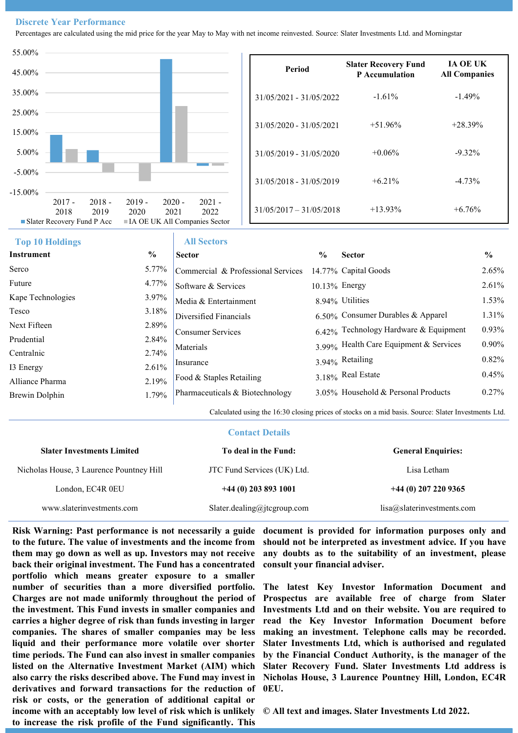## Discrete Year Performance

Percentages are calculated using the mid price for the year May to May with net income reinvested. Source: Slater Investments Ltd. and Morningstar

55.00%
45.00%
35.00%
25.00%
15.00%
5.00%
-5.00%
-15.00%

2017 - 2018
2018 - 2019
2019 - 2020
2020 - 2021
2021 - 2022

Slater Recovery Fund P Acc
IA OE UK All Companies Sector

| Period | Slater Recovery Fund P Accumulation | IA OE UK All Companies |
|---|---|---|
| 31/05/2021 - 31/05/2022 | -1.61% | -1.49% |
| 31/05/2020 - 31/05/2021 | +51.96% | +28.39% |
| 31/05/2019 - 31/05/2020 | +0.06% | -9.32% |
| 31/05/2018 - 31/05/2019 | +6.21% | -4.73% |
| 31/05/2017 – 31/05/2018 | +13.93% | +6.76% |

## Top 10 Holdings

| Instrument | % |
|---|---|
| Serco | 5.77% |
| Future | 4.77% |
| Kape Technologies | 3.97% |
| Tesco | 3.18% |
| Next Fifteen | 2.89% |
| Prudential | 2.84% |
| Centralnic | 2.74% |
| I3 Energy | 2.61% |
| Alliance Pharma | 2.19% |
| Brewin Dolphin | 1.79% |

## All Sectors

| Sector | % | Sector | % |
|---|---|---|---|
| Commercial & Professional Services | 14.77% | Capital Goods | 2.65% |
| Software & Services | 10.13% | Energy | 2.61% |
| Media & Entertainment | 8.94% | Utilities | 1.53% |
| Diversified Financials | 6.50% | Consumer Durables & Apparel | 1.31% |
| Consumer Services | 6.42% | Technology Hardware & Equipment | 0.93% |
| Materials | 3.99% | Health Care Equipment & Services | 0.90% |
| Insurance | 3.94% | Retailing | 0.82% |
| Food & Staples Retailing | 3.18% | Real Estate | 0.45% |
| Pharmaceuticals & Biotechnology | 3.05% | Household & Personal Products | 0.27% |

Calculated using the 16:30 closing prices of stocks on a mid basis. Source: Slater Investments Ltd.

## Contact Details

| Slater Investments Limited | To deal in the Fund: | General Enquiries: |
|---|---|---|
| Nicholas House, 3 Laurence Pountney Hill | JTC Fund Services (UK) Ltd. | Lisa Letham |
| London, EC4R 0EU | **+44 (0) 203 893 1001** | **+44 (0) 207 220 9365** |
| www.slaterinvestments.com | Slater.dealing@jtcgroup.com | lisa@slaterinvestments.com |

**Risk Warning: Past performance is not necessarily a guide to the future. The value of investments and the income from them may go down as well as up. Investors may not receive back their original investment. The Fund has a concentrated portfolio which means greater exposure to a smaller number of securities than a more diversified portfolio. Charges are not made uniformly throughout the period of the investment. This Fund invests in smaller companies and carries a higher degree of risk than funds investing in larger companies. The shares of smaller companies may be less liquid and their performance more volatile over shorter time periods. The Fund can also invest in smaller companies listed on the Alternative Investment Market (AIM) which also carry the risks described above. The Fund may invest in derivatives and forward transactions for the reduction of risk or costs, or the generation of additional capital or income with an acceptably low level of risk which is unlikely to increase the risk profile of the Fund significantly. This document is provided for information purposes only and should not be interpreted as investment advice. If you have any doubts as to the suitability of an investment, please consult your financial adviser.**

**The latest Key Investor Information Document and Prospectus are available free of charge from Slater Investments Ltd and on their website. You are required to read the Key Investor Information Document before making an investment. Telephone calls may be recorded. Slater Investments Ltd, which is authorised and regulated by the Financial Conduct Authority, is the manager of the Slater Recovery Fund. Slater Investments Ltd address is Nicholas House, 3 Laurence Pountney Hill, London, EC4R 0EU.**

**© All text and images. Slater Investments Ltd 2022.**